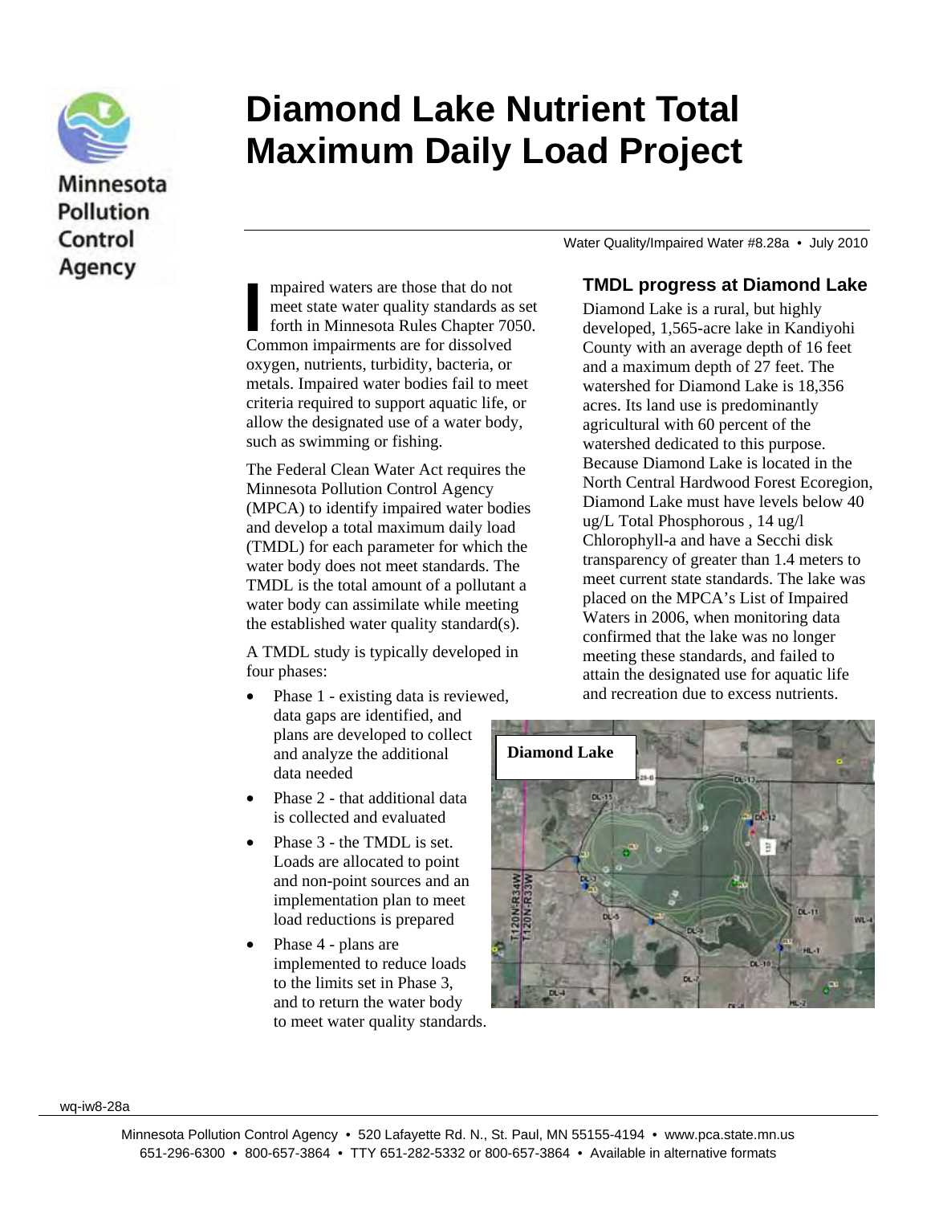# Diamond Lake Nutrient Total Maximum Daily Load Project

Water Quality/Impaired Water #8.28a • July 2010

Impaired waters are those that do not meet state water quality standards as set forth in Minnesota Rules Chapter 7050. Common impairments are for dissolved oxygen, nutrients, turbidity, bacteria, or metals. Impaired water bodies fail to meet criteria required to support aquatic life, or allow the designated use of a water body, such as swimming or fishing.

The Federal Clean Water Act requires the Minnesota Pollution Control Agency (MPCA) to identify impaired water bodies and develop a total maximum daily load (TMDL) for each parameter for which the water body does not meet standards. The TMDL is the total amount of a pollutant a water body can assimilate while meeting the established water quality standard(s).

A TMDL study is typically developed in four phases:

- Phase 1 - existing data is reviewed, data gaps are identified, and plans are developed to collect and analyze the additional data needed
- Phase 2 - that additional data is collected and evaluated
- Phase 3 - the TMDL is set. Loads are allocated to point and non-point sources and an implementation plan to meet load reductions is prepared
- Phase 4 - plans are implemented to reduce loads to the limits set in Phase 3, and to return the water body to meet water quality standards.

## TMDL progress at Diamond Lake

Diamond Lake is a rural, but highly developed, 1,565-acre lake in Kandiyohi County with an average depth of 16 feet and a maximum depth of 27 feet. The watershed for Diamond Lake is 18,356 acres. Its land use is predominantly agricultural with 60 percent of the watershed dedicated to this purpose. Because Diamond Lake is located in the North Central Hardwood Forest Ecoregion, Diamond Lake must have levels below 40 ug/L Total Phosphorous , 14 ug/l Chlorophyll-a and have a Secchi disk transparency of greater than 1.4 meters to meet current state standards. The lake was placed on the MPCA's List of Impaired Waters in 2006, when monitoring data confirmed that the lake was no longer meeting these standards, and failed to attain the designated use for aquatic life and recreation due to excess nutrients.

wq-iw8-28a

Minnesota Pollution Control Agency • 520 Lafayette Rd. N., St. Paul, MN 55155-4194 • www.pca.state.mn.us
651-296-6300 • 800-657-3864 • TTY 651-282-5332 or 800-657-3864 • Available in alternative formats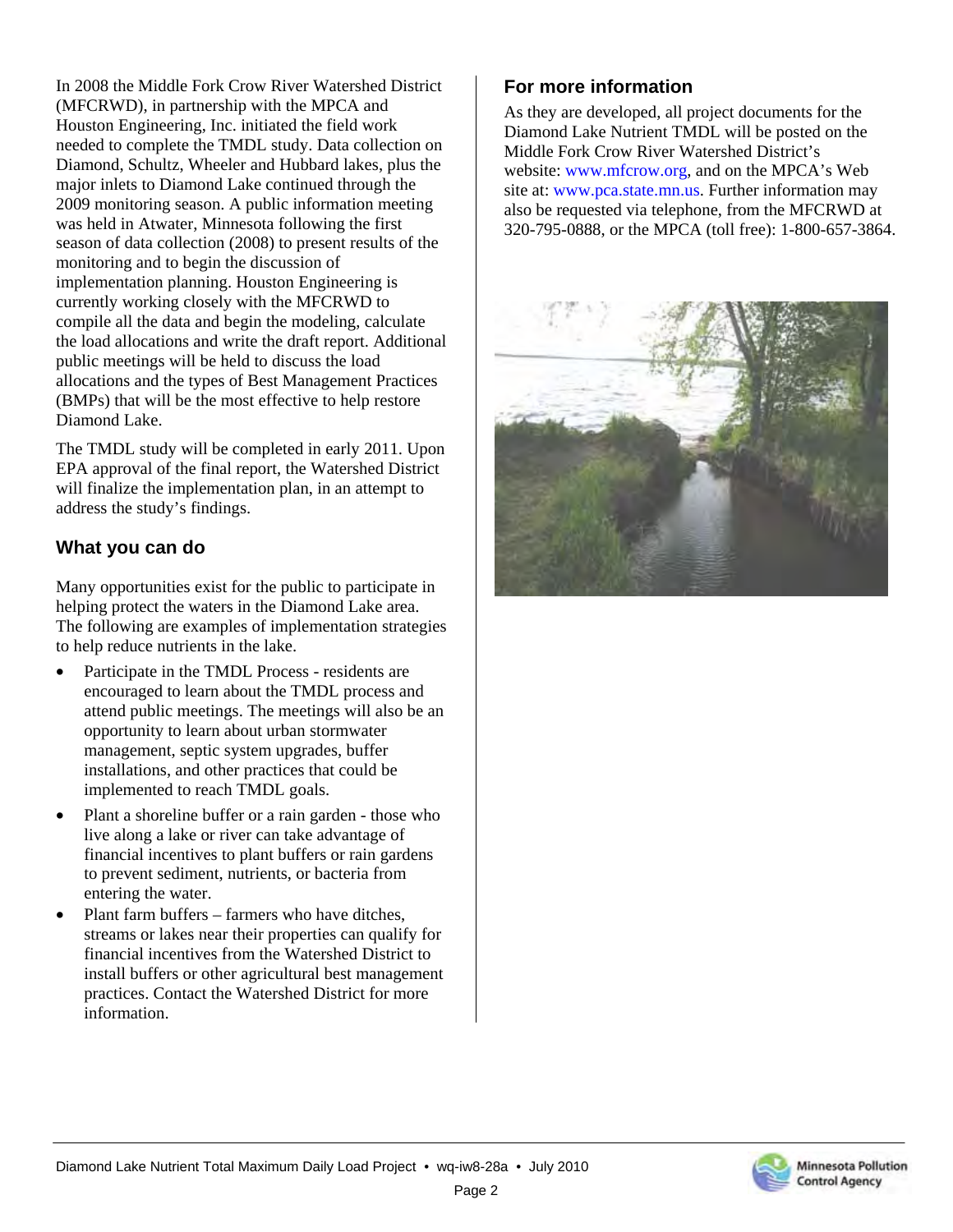In 2008 the Middle Fork Crow River Watershed District (MFCRWD), in partnership with the MPCA and Houston Engineering, Inc. initiated the field work needed to complete the TMDL study. Data collection on Diamond, Schultz, Wheeler and Hubbard lakes, plus the major inlets to Diamond Lake continued through the 2009 monitoring season. A public information meeting was held in Atwater, Minnesota following the first season of data collection (2008) to present results of the monitoring and to begin the discussion of implementation planning. Houston Engineering is currently working closely with the MFCRWD to compile all the data and begin the modeling, calculate the load allocations and write the draft report. Additional public meetings will be held to discuss the load allocations and the types of Best Management Practices (BMPs) that will be the most effective to help restore Diamond Lake.

The TMDL study will be completed in early 2011. Upon EPA approval of the final report, the Watershed District will finalize the implementation plan, in an attempt to address the study's findings.

## What you can do

Many opportunities exist for the public to participate in helping protect the waters in the Diamond Lake area. The following are examples of implementation strategies to help reduce nutrients in the lake.

- Participate in the TMDL Process - residents are encouraged to learn about the TMDL process and attend public meetings. The meetings will also be an opportunity to learn about urban stormwater management, septic system upgrades, buffer installations, and other practices that could be implemented to reach TMDL goals.
- Plant a shoreline buffer or a rain garden - those who live along a lake or river can take advantage of financial incentives to plant buffers or rain gardens to prevent sediment, nutrients, or bacteria from entering the water.
- Plant farm buffers – farmers who have ditches, streams or lakes near their properties can qualify for financial incentives from the Watershed District to install buffers or other agricultural best management practices. Contact the Watershed District for more information.

## For more information

As they are developed, all project documents for the Diamond Lake Nutrient TMDL will be posted on the Middle Fork Crow River Watershed District's website: www.mfcrow.org, and on the MPCA's Web site at: www.pca.state.mn.us. Further information may also be requested via telephone, from the MFCRWD at 320-795-0888, or the MPCA (toll free): 1-800-657-3864.